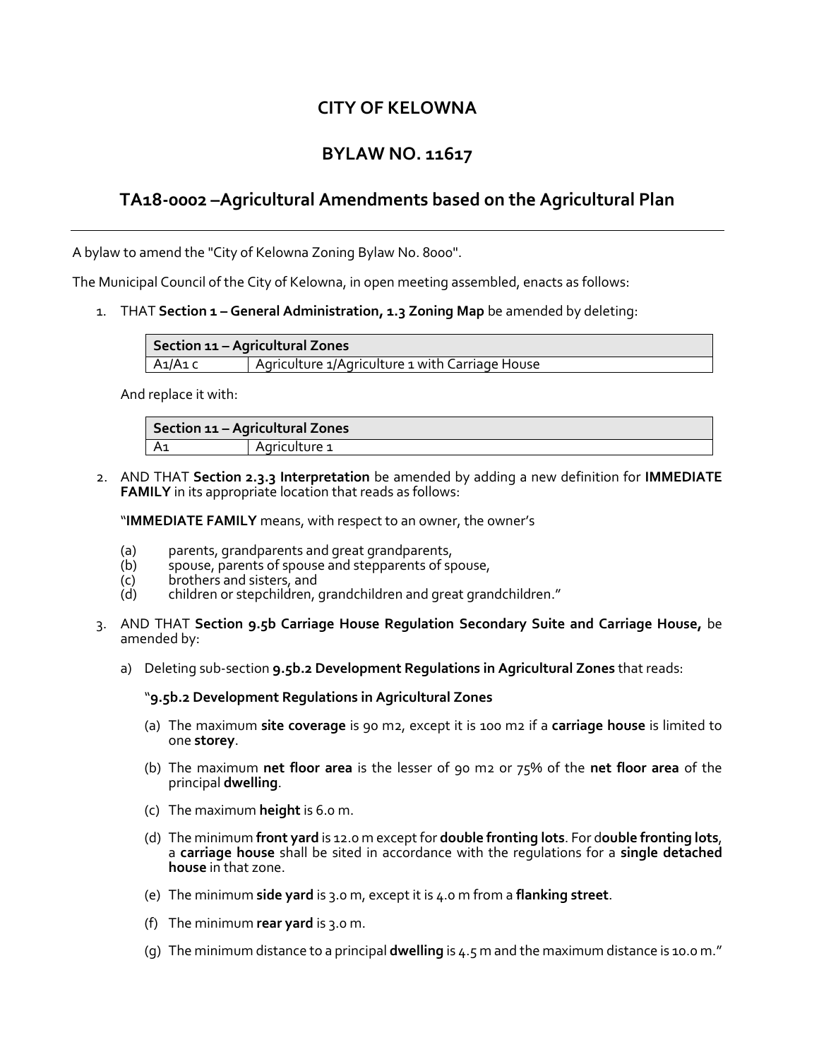# CITY OF KELOWNA

## BYLAW NO. 11617

## TA18-0002 –Agricultural Amendments based on the Agricultural Plan

---

A bylaw to amend the "City of Kelowna Zoning Bylaw No. 8000".

The Municipal Council of the City of Kelowna, in open meeting assembled, enacts as follows:

1. THAT **Section 1 – General Administration, 1.3 Zoning Map** be amended by deleting:

| **Section 11 – Agricultural Zones** | |
|---|---|
| A1/A1 c | Agriculture 1/Agriculture 1 with Carriage House |

And replace it with:

| **Section 11 – Agricultural Zones** | |
|---|---|
| A1 | Agriculture 1 |

2. AND THAT **Section 2.3.3 Interpretation** be amended by adding a new definition for **IMMEDIATE FAMILY** in its appropriate location that reads as follows:

   "**IMMEDIATE FAMILY** means, with respect to an owner, the owner's

   (a) parents, grandparents and great grandparents,
   (b) spouse, parents of spouse and stepparents of spouse,
   (c) brothers and sisters, and
   (d) children or stepchildren, grandchildren and great grandchildren."

3. AND THAT **Section 9.5b Carriage House Regulation Secondary Suite and Carriage House,** be amended by:

   a) Deleting sub-section **9.5b.2 Development Regulations in Agricultural Zones** that reads:

   "**9.5b.2 Development Regulations in Agricultural Zones**

   (a) The maximum **site coverage** is 90 m2, except it is 100 m2 if a **carriage house** is limited to one **storey**.

   (b) The maximum **net floor area** is the lesser of 90 m2 or 75% of the **net floor area** of the principal **dwelling**.

   (c) The maximum **height** is 6.0 m.

   (d) The minimum **front yard** is 12.0 m except for **double fronting lots**. For d**ouble fronting lots**, a **carriage house** shall be sited in accordance with the regulations for a **single detached house** in that zone.

   (e) The minimum **side yard** is 3.0 m, except it is 4.0 m from a **flanking street**.

   (f) The minimum **rear yard** is 3.0 m.

   (g) The minimum distance to a principal **dwelling** is 4.5 m and the maximum distance is 10.0 m."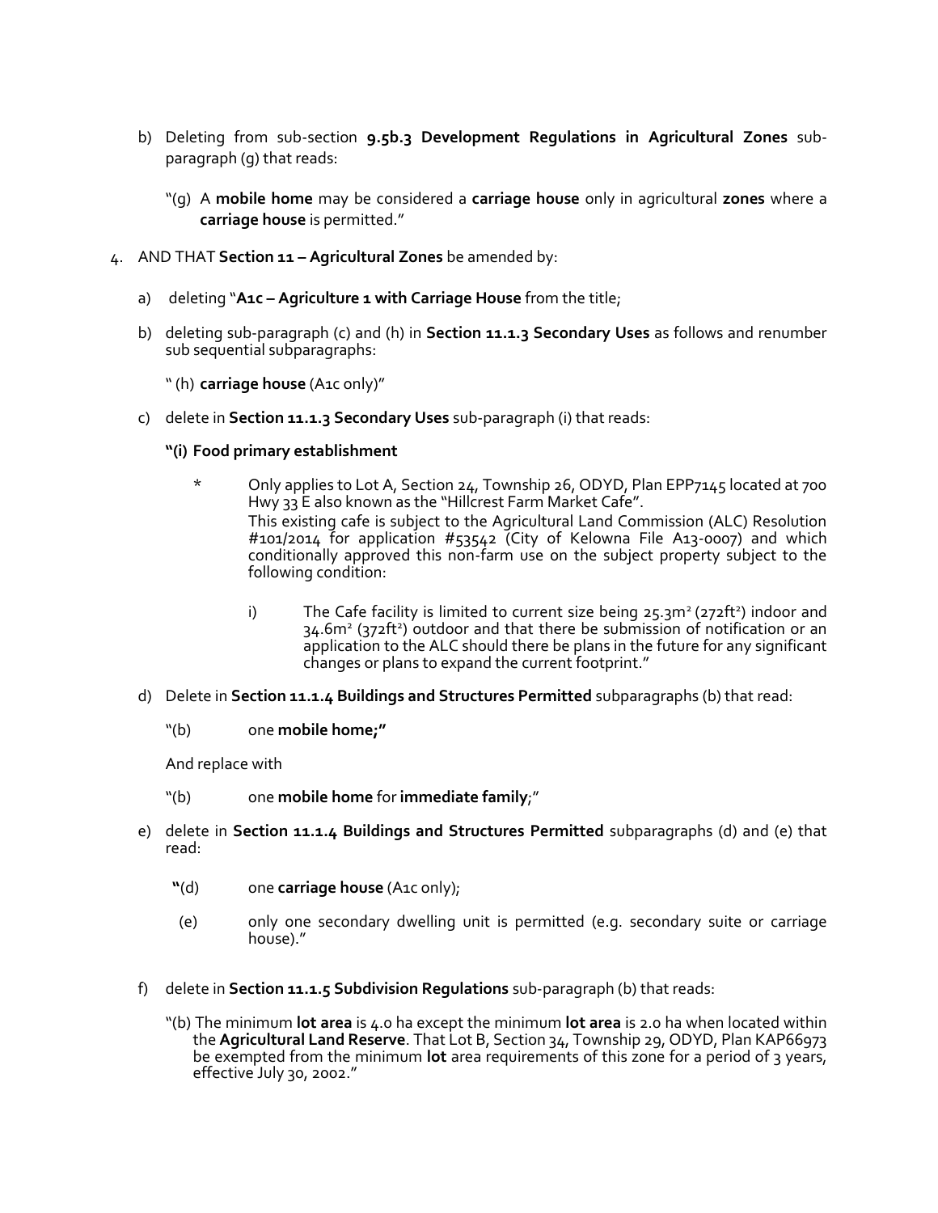b) Deleting from sub-section **9.5b.3 Development Regulations in Agricultural Zones** sub-paragraph (g) that reads:

   "(g) A **mobile home** may be considered a **carriage house** only in agricultural **zones** where a **carriage house** is permitted."

4. AND THAT **Section 11 – Agricultural Zones** be amended by:

   a) deleting "**A1c – Agriculture 1 with Carriage House** from the title;

   b) deleting sub-paragraph (c) and (h) in **Section 11.1.3 Secondary Uses** as follows and renumber sub sequential subparagraphs:

      " (h) **carriage house** (A1c only)"

   c) delete in **Section 11.1.3 Secondary Uses** sub-paragraph (i) that reads:

      **"(i) Food primary establishment**

      \* Only applies to Lot A, Section 24, Township 26, ODYD, Plan EPP7145 located at 700 Hwy 33 E also known as the "Hillcrest Farm Market Cafe". This existing cafe is subject to the Agricultural Land Commission (ALC) Resolution #101/2014 for application #53542 (City of Kelowna File A13-0007) and which conditionally approved this non-farm use on the subject property subject to the following condition:

      i) The Cafe facility is limited to current size being 25.3m² (272ft²) indoor and 34.6m² (372ft²) outdoor and that there be submission of notification or an application to the ALC should there be plans in the future for any significant changes or plans to expand the current footprint."

   d) Delete in **Section 11.1.4 Buildings and Structures Permitted** subparagraphs (b) that read:

      "(b) one **mobile home;"**

      And replace with

      "(b) one **mobile home** for **immediate family**;"

   e) delete in **Section 11.1.4 Buildings and Structures Permitted** subparagraphs (d) and (e) that read:

      **"**(d) one **carriage house** (A1c only);

      (e) only one secondary dwelling unit is permitted (e.g. secondary suite or carriage house)."

   f) delete in **Section 11.1.5 Subdivision Regulations** sub-paragraph (b) that reads:

      "(b) The minimum **lot area** is 4.0 ha except the minimum **lot area** is 2.0 ha when located within the **Agricultural Land Reserve**. That Lot B, Section 34, Township 29, ODYD, Plan KAP66973 be exempted from the minimum **lot** area requirements of this zone for a period of 3 years, effective July 30, 2002."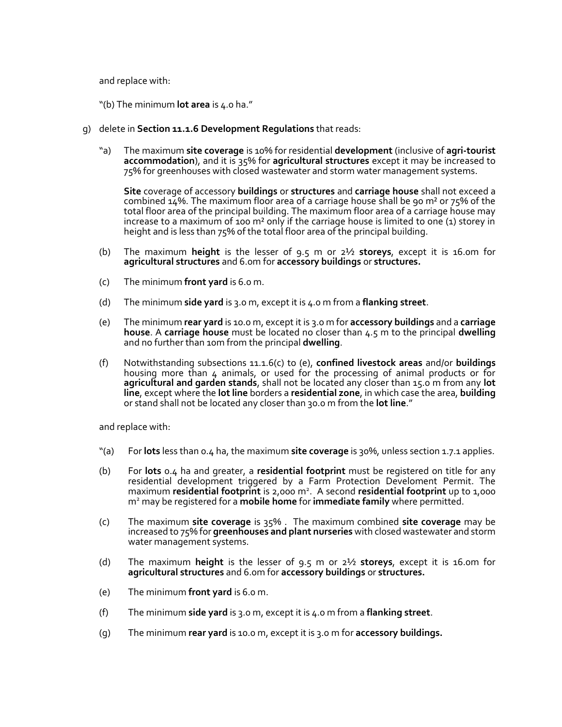and replace with:

"(b) The minimum **lot area** is 4.0 ha."

g) delete in **Section 11.1.6 Development Regulations** that reads:

"a) The maximum **site coverage** is 10% for residential **development** (inclusive of **agri-tourist accommodation**), and it is 35% for **agricultural structures** except it may be increased to 75% for greenhouses with closed wastewater and storm water management systems.

**Site** coverage of accessory **buildings** or **structures** and **carriage house** shall not exceed a combined 14%. The maximum floor area of a carriage house shall be 90 m² or 75% of the total floor area of the principal building. The maximum floor area of a carriage house may increase to a maximum of 100 m² only if the carriage house is limited to one (1) storey in height and is less than 75% of the total floor area of the principal building.

(b) The maximum **height** is the lesser of 9.5 m or 2½ **storeys**, except it is 16.0m for **agricultural structures** and 6.0m for **accessory buildings** or **structures.**

(c) The minimum **front yard** is 6.0 m.

(d) The minimum **side yard** is 3.0 m, except it is 4.0 m from a **flanking street**.

(e) The minimum **rear yard** is 10.0 m, except it is 3.0 m for **accessory buildings** and a **carriage house**. A **carriage house** must be located no closer than 4.5 m to the principal **dwelling** and no further than 10m from the principal **dwelling**.

(f) Notwithstanding subsections 11.1.6(c) to (e), **confined livestock areas** and/or **buildings** housing more than 4 animals, or used for the processing of animal products or for **agricultural and garden stands**, shall not be located any closer than 15.0 m from any **lot line**, except where the **lot line** borders a **residential zone**, in which case the area, **building** or stand shall not be located any closer than 30.0 m from the **lot line**."

and replace with:

"(a) For **lots** less than 0.4 ha, the maximum **site coverage** is 30%, unless section 1.7.1 applies.

(b) For **lots** 0.4 ha and greater, a **residential footprint** must be registered on title for any residential development triggered by a Farm Protection Develoment Permit. The maximum **residential footprint** is 2,000 m². A second **residential footprint** up to 1,000 m² may be registered for a **mobile home** for **immediate family** where permitted.

(c) The maximum **site coverage** is 35% . The maximum combined **site coverage** may be increased to 75% for **greenhouses and plant nurseries** with closed wastewater and storm water management systems.

(d) The maximum **height** is the lesser of 9.5 m or 2½ **storeys**, except it is 16.0m for **agricultural structures** and 6.0m for **accessory buildings** or **structures.**

(e) The minimum **front yard** is 6.0 m.

(f) The minimum **side yard** is 3.0 m, except it is 4.0 m from a **flanking street**.

(g) The minimum **rear yard** is 10.0 m, except it is 3.0 m for **accessory buildings.**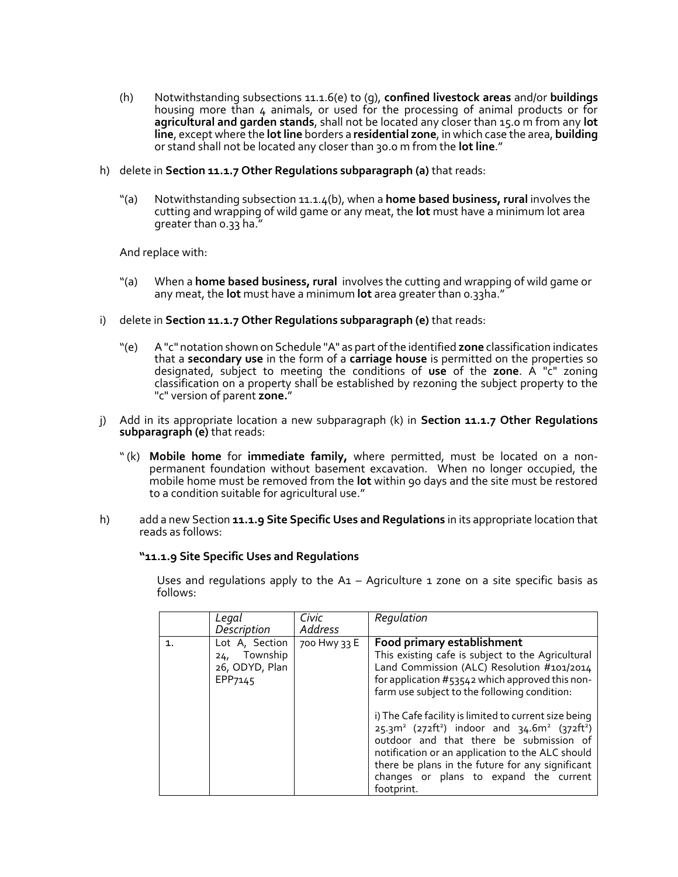(h) Notwithstanding subsections 11.1.6(e) to (g), **confined livestock areas** and/or **buildings** housing more than 4 animals, or used for the processing of animal products or for **agricultural and garden stands**, shall not be located any closer than 15.0 m from any **lot line**, except where the **lot line** borders a **residential zone**, in which case the area, **building** or stand shall not be located any closer than 30.0 m from the **lot line**."

h) delete in **Section 11.1.7 Other Regulations subparagraph (a)** that reads:

"(a) Notwithstanding subsection 11.1.4(b), when a **home based business, rural** involves the cutting and wrapping of wild game or any meat, the **lot** must have a minimum lot area greater than 0.33 ha."

And replace with:

"(a) When a **home based business, rural** involves the cutting and wrapping of wild game or any meat, the **lot** must have a minimum **lot** area greater than 0.33ha."

i) delete in **Section 11.1.7 Other Regulations subparagraph (e)** that reads:

"(e) A "c" notation shown on Schedule "A" as part of the identified **zone** classification indicates that a **secondary use** in the form of a **carriage house** is permitted on the properties so designated, subject to meeting the conditions of **use** of the **zone**. A "c" zoning classification on a property shall be established by rezoning the subject property to the "c" version of parent **zone.**"

j) Add in its appropriate location a new subparagraph (k) in **Section 11.1.7 Other Regulations subparagraph (e)** that reads:

" (k) **Mobile home** for **immediate family,** where permitted, must be located on a non-permanent foundation without basement excavation. When no longer occupied, the mobile home must be removed from the **lot** within 90 days and the site must be restored to a condition suitable for agricultural use."

h) add a new Section **11.1.9 Site Specific Uses and Regulations** in its appropriate location that reads as follows:

**"11.1.9 Site Specific Uses and Regulations**

Uses and regulations apply to the A1 – Agriculture 1 zone on a site specific basis as follows:

| | *Legal Description* | *Civic Address* | *Regulation* |
|---|---|---|---|
| 1. | Lot A, Section 24, Township 26, ODYD, Plan EPP7145 | 700 Hwy 33 E | **Food primary establishment**<br>This existing cafe is subject to the Agricultural Land Commission (ALC) Resolution #101/2014 for application #53542 which approved this non-farm use subject to the following condition:<br><br>i) The Cafe facility is limited to current size being 25.3m² (272ft²) indoor and 34.6m² (372ft²) outdoor and that there be submission of notification or an application to the ALC should there be plans in the future for any significant changes or plans to expand the current footprint. |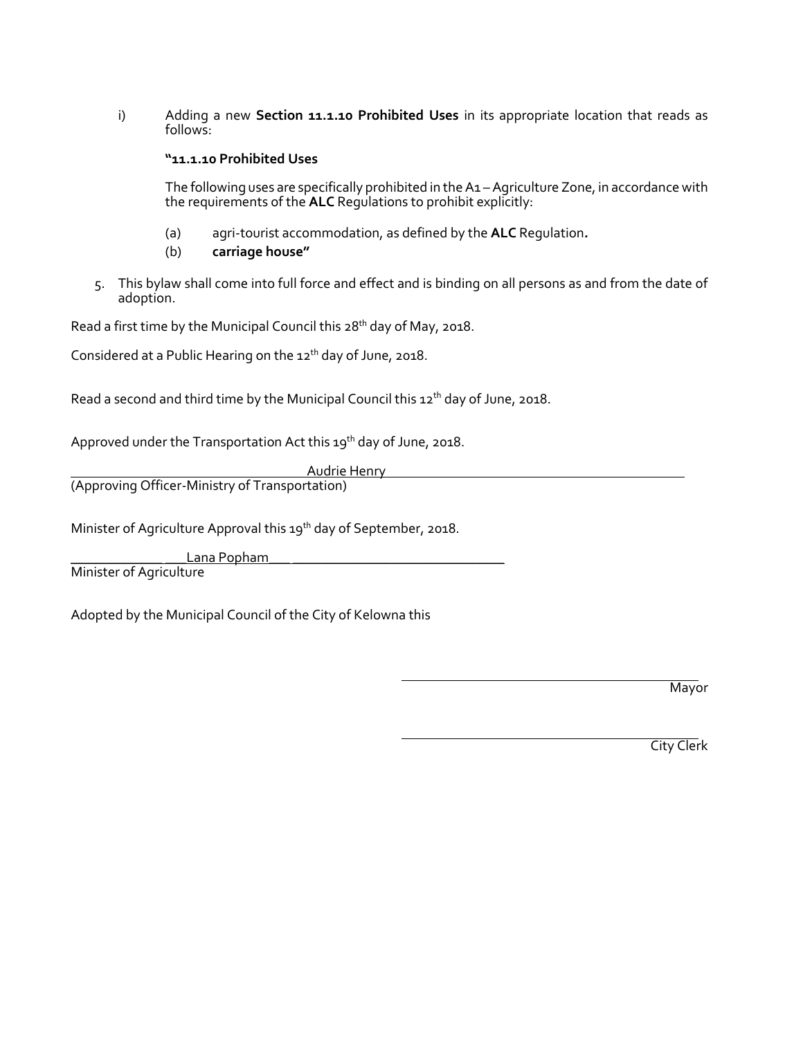i) Adding a new **Section 11.1.10 Prohibited Uses** in its appropriate location that reads as follows:

**"11.1.10 Prohibited Uses**

The following uses are specifically prohibited in the A1 – Agriculture Zone, in accordance with the requirements of the **ALC** Regulations to prohibit explicitly:

(a) agri-tourist accommodation, as defined by the **ALC** Regulation*.*

(b) **carriage house"**

5. This bylaw shall come into full force and effect and is binding on all persons as and from the date of adoption.

Read a first time by the Municipal Council this 28th day of May, 2018.

Considered at a Public Hearing on the 12th day of June, 2018.

Read a second and third time by the Municipal Council this 12th day of June, 2018.

Approved under the Transportation Act this 19th day of June, 2018.

Audrie Henry

(Approving Officer-Ministry of Transportation)

Minister of Agriculture Approval this 19th day of September, 2018.

Lana Popham

Minister of Agriculture

Adopted by the Municipal Council of the City of Kelowna this

Mayor

City Clerk